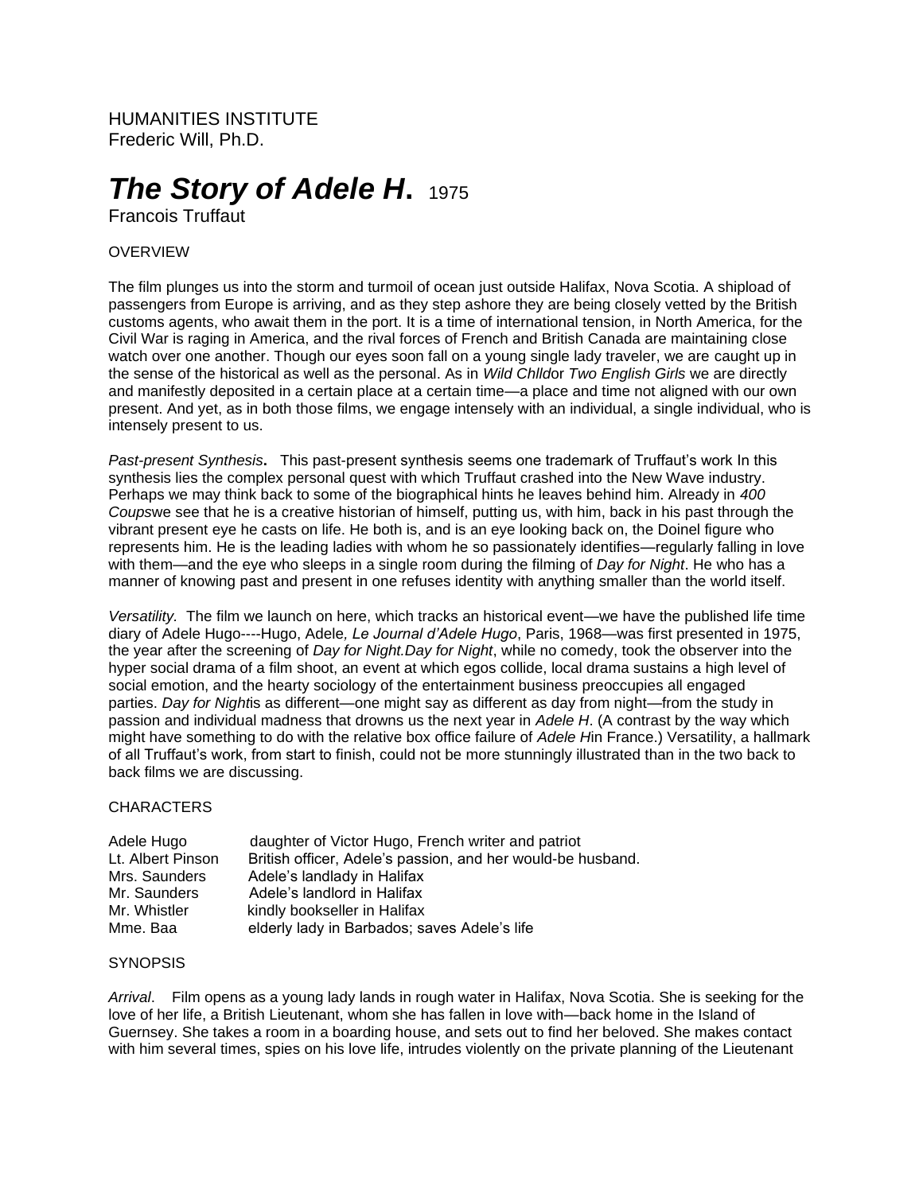HUMANITIES INSTITUTE
Frederic Will, Ph.D.

# *The Story of Adele H***.** 1975

Francois Truffaut

OVERVIEW

The film plunges us into the storm and turmoil of ocean just outside Halifax, Nova Scotia. A shipload of passengers from Europe is arriving, and as they step ashore they are being closely vetted by the British customs agents, who await them in the port. It is a time of international tension, in North America, for the Civil War is raging in America, and the rival forces of French and British Canada are maintaining close watch over one another. Though our eyes soon fall on a young single lady traveler, we are caught up in the sense of the historical as well as the personal. As in *Wild Chlld*or *Two English Girls* we are directly and manifestly deposited in a certain place at a certain time—a place and time not aligned with our own present. And yet, as in both those films, we engage intensely with an individual, a single individual, who is intensely present to us.

*Past-present Synthesis***.** This past-present synthesis seems one trademark of Truffaut's work In this synthesis lies the complex personal quest with which Truffaut crashed into the New Wave industry. Perhaps we may think back to some of the biographical hints he leaves behind him. Already in *400 Coups*we see that he is a creative historian of himself, putting us, with him, back in his past through the vibrant present eye he casts on life. He both is, and is an eye looking back on, the Doinel figure who represents him. He is the leading ladies with whom he so passionately identifies—regularly falling in love with them—and the eye who sleeps in a single room during the filming of *Day for Night*. He who has a manner of knowing past and present in one refuses identity with anything smaller than the world itself.

*Versatility*. The film we launch on here, which tracks an historical event—we have the published life time diary of Adele Hugo----Hugo, Adele*, Le Journal d'Adele Hugo*, Paris, 1968—was first presented in 1975, the year after the screening of *Day for Night.Day for Night*, while no comedy, took the observer into the hyper social drama of a film shoot, an event at which egos collide, local drama sustains a high level of social emotion, and the hearty sociology of the entertainment business preoccupies all engaged parties. *Day for Night*is as different—one might say as different as day from night—from the study in passion and individual madness that drowns us the next year in *Adele H*. (A contrast by the way which might have something to do with the relative box office failure of *Adele H*in France.) Versatility, a hallmark of all Truffaut's work, from start to finish, could not be more stunningly illustrated than in the two back to back films we are discussing.

CHARACTERS

| | |
|---|---|
| Adele Hugo | daughter of Victor Hugo, French writer and patriot |
| Lt. Albert Pinson | British officer, Adele's passion, and her would-be husband. |
| Mrs. Saunders | Adele's landlady in Halifax |
| Mr. Saunders | Adele's landlord in Halifax |
| Mr. Whistler | kindly bookseller in Halifax |
| Mme. Baa | elderly lady in Barbados; saves Adele's life |

SYNOPSIS

*Arrival*. Film opens as a young lady lands in rough water in Halifax, Nova Scotia. She is seeking for the love of her life, a British Lieutenant, whom she has fallen in love with—back home in the Island of Guernsey. She takes a room in a boarding house, and sets out to find her beloved. She makes contact with him several times, spies on his love life, intrudes violently on the private planning of the Lieutenant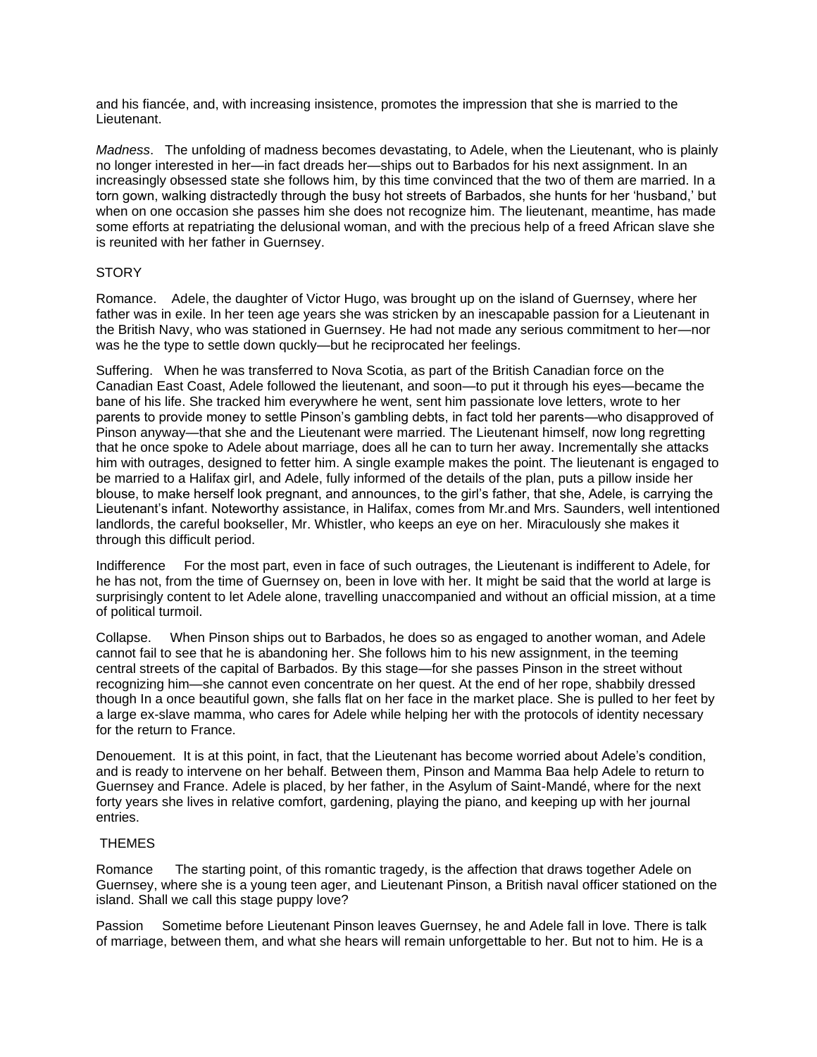and his fiancée, and, with increasing insistence, promotes the impression that she is married to the Lieutenant.

*Madness*. The unfolding of madness becomes devastating, to Adele, when the Lieutenant, who is plainly no longer interested in her—in fact dreads her—ships out to Barbados for his next assignment. In an increasingly obsessed state she follows him, by this time convinced that the two of them are married. In a torn gown, walking distractedly through the busy hot streets of Barbados, she hunts for her 'husband,' but when on one occasion she passes him she does not recognize him. The lieutenant, meantime, has made some efforts at repatriating the delusional woman, and with the precious help of a freed African slave she is reunited with her father in Guernsey.

STORY

Romance. Adele, the daughter of Victor Hugo, was brought up on the island of Guernsey, where her father was in exile. In her teen age years she was stricken by an inescapable passion for a Lieutenant in the British Navy, who was stationed in Guernsey. He had not made any serious commitment to her—nor was he the type to settle down quckly—but he reciprocated her feelings.

Suffering. When he was transferred to Nova Scotia, as part of the British Canadian force on the Canadian East Coast, Adele followed the lieutenant, and soon—to put it through his eyes—became the bane of his life. She tracked him everywhere he went, sent him passionate love letters, wrote to her parents to provide money to settle Pinson's gambling debts, in fact told her parents—who disapproved of Pinson anyway—that she and the Lieutenant were married. The Lieutenant himself, now long regretting that he once spoke to Adele about marriage, does all he can to turn her away. Incrementally she attacks him with outrages, designed to fetter him. A single example makes the point. The lieutenant is engaged to be married to a Halifax girl, and Adele, fully informed of the details of the plan, puts a pillow inside her blouse, to make herself look pregnant, and announces, to the girl's father, that she, Adele, is carrying the Lieutenant's infant. Noteworthy assistance, in Halifax, comes from Mr.and Mrs. Saunders, well intentioned landlords, the careful bookseller, Mr. Whistler, who keeps an eye on her. Miraculously she makes it through this difficult period.

Indifference For the most part, even in face of such outrages, the Lieutenant is indifferent to Adele, for he has not, from the time of Guernsey on, been in love with her. It might be said that the world at large is surprisingly content to let Adele alone, travelling unaccompanied and without an official mission, at a time of political turmoil.

Collapse. When Pinson ships out to Barbados, he does so as engaged to another woman, and Adele cannot fail to see that he is abandoning her. She follows him to his new assignment, in the teeming central streets of the capital of Barbados. By this stage—for she passes Pinson in the street without recognizing him—she cannot even concentrate on her quest. At the end of her rope, shabbily dressed though In a once beautiful gown, she falls flat on her face in the market place. She is pulled to her feet by a large ex-slave mamma, who cares for Adele while helping her with the protocols of identity necessary for the return to France.

Denouement. It is at this point, in fact, that the Lieutenant has become worried about Adele's condition, and is ready to intervene on her behalf. Between them, Pinson and Mamma Baa help Adele to return to Guernsey and France. Adele is placed, by her father, in the Asylum of Saint-Mandé, where for the next forty years she lives in relative comfort, gardening, playing the piano, and keeping up with her journal entries.

THEMES

Romance The starting point, of this romantic tragedy, is the affection that draws together Adele on Guernsey, where she is a young teen ager, and Lieutenant Pinson, a British naval officer stationed on the island. Shall we call this stage puppy love?

Passion Sometime before Lieutenant Pinson leaves Guernsey, he and Adele fall in love. There is talk of marriage, between them, and what she hears will remain unforgettable to her. But not to him. He is a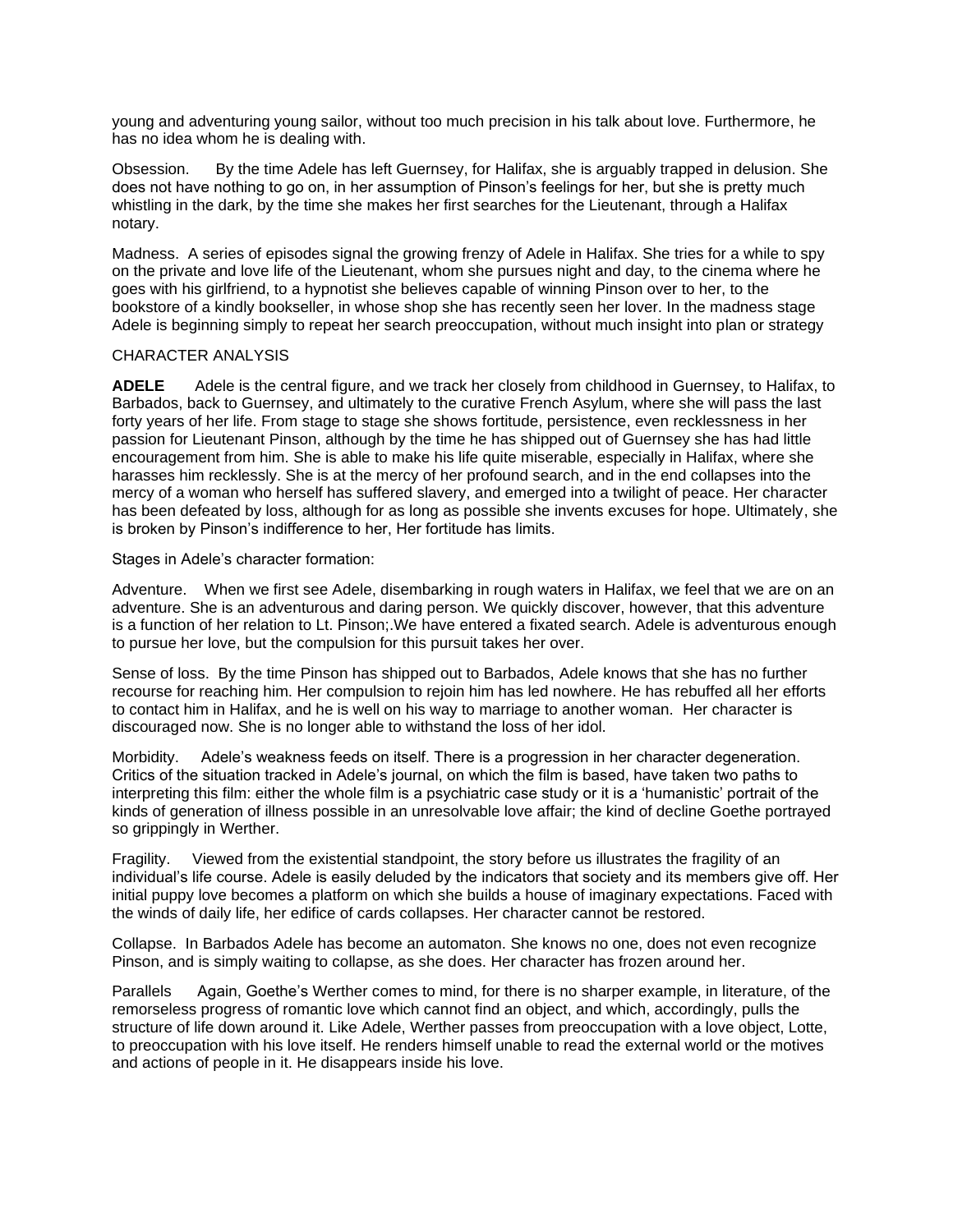young and adventuring young sailor, without too much precision in his talk about love. Furthermore, he has no idea whom he is dealing with.

Obsession. By the time Adele has left Guernsey, for Halifax, she is arguably trapped in delusion. She does not have nothing to go on, in her assumption of Pinson's feelings for her, but she is pretty much whistling in the dark, by the time she makes her first searches for the Lieutenant, through a Halifax notary.

Madness. A series of episodes signal the growing frenzy of Adele in Halifax. She tries for a while to spy on the private and love life of the Lieutenant, whom she pursues night and day, to the cinema where he goes with his girlfriend, to a hypnotist she believes capable of winning Pinson over to her, to the bookstore of a kindly bookseller, in whose shop she has recently seen her lover. In the madness stage Adele is beginning simply to repeat her search preoccupation, without much insight into plan or strategy

CHARACTER ANALYSIS

**ADELE** Adele is the central figure, and we track her closely from childhood in Guernsey, to Halifax, to Barbados, back to Guernsey, and ultimately to the curative French Asylum, where she will pass the last forty years of her life. From stage to stage she shows fortitude, persistence, even recklessness in her passion for Lieutenant Pinson, although by the time he has shipped out of Guernsey she has had little encouragement from him. She is able to make his life quite miserable, especially in Halifax, where she harasses him recklessly. She is at the mercy of her profound search, and in the end collapses into the mercy of a woman who herself has suffered slavery, and emerged into a twilight of peace. Her character has been defeated by loss, although for as long as possible she invents excuses for hope. Ultimately, she is broken by Pinson's indifference to her, Her fortitude has limits.

Stages in Adele's character formation:

Adventure. When we first see Adele, disembarking in rough waters in Halifax, we feel that we are on an adventure. She is an adventurous and daring person. We quickly discover, however, that this adventure is a function of her relation to Lt. Pinson;.We have entered a fixated search. Adele is adventurous enough to pursue her love, but the compulsion for this pursuit takes her over.

Sense of loss. By the time Pinson has shipped out to Barbados, Adele knows that she has no further recourse for reaching him. Her compulsion to rejoin him has led nowhere. He has rebuffed all her efforts to contact him in Halifax, and he is well on his way to marriage to another woman. Her character is discouraged now. She is no longer able to withstand the loss of her idol.

Morbidity. Adele's weakness feeds on itself. There is a progression in her character degeneration. Critics of the situation tracked in Adele's journal, on which the film is based, have taken two paths to interpreting this film: either the whole film is a psychiatric case study or it is a 'humanistic' portrait of the kinds of generation of illness possible in an unresolvable love affair; the kind of decline Goethe portrayed so grippingly in Werther.

Fragility. Viewed from the existential standpoint, the story before us illustrates the fragility of an individual's life course. Adele is easily deluded by the indicators that society and its members give off. Her initial puppy love becomes a platform on which she builds a house of imaginary expectations. Faced with the winds of daily life, her edifice of cards collapses. Her character cannot be restored.

Collapse. In Barbados Adele has become an automaton. She knows no one, does not even recognize Pinson, and is simply waiting to collapse, as she does. Her character has frozen around her.

Parallels Again, Goethe's Werther comes to mind, for there is no sharper example, in literature, of the remorseless progress of romantic love which cannot find an object, and which, accordingly, pulls the structure of life down around it. Like Adele, Werther passes from preoccupation with a love object, Lotte, to preoccupation with his love itself. He renders himself unable to read the external world or the motives and actions of people in it. He disappears inside his love.